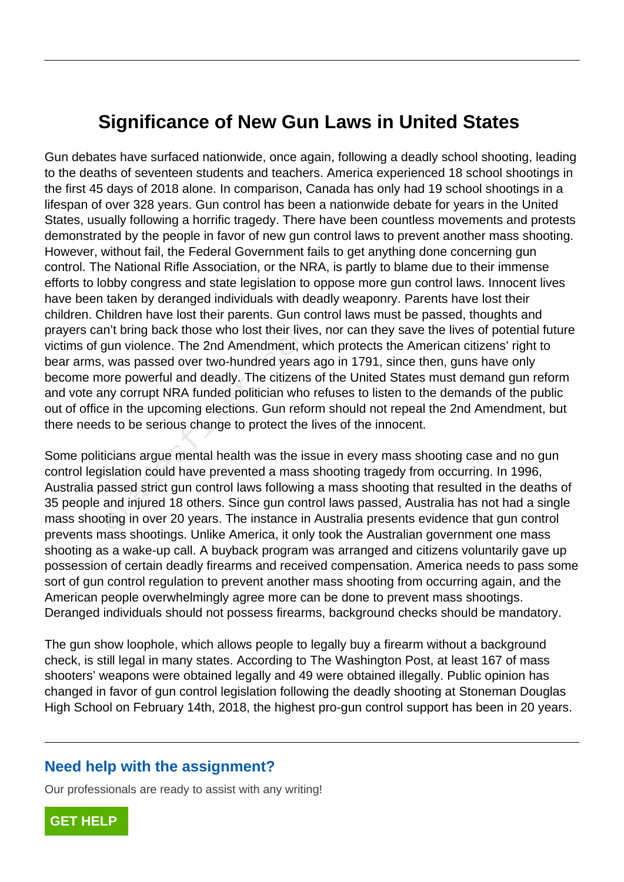# Significance of New Gun Laws in United States

Gun debates have surfaced nationwide, once again, following a deadly school shooting, leading to the deaths of seventeen students and teachers. America experienced 18 school shootings in the first 45 days of 2018 alone. In comparison, Canada has only had 19 school shootings in a lifespan of over 328 years. Gun control has been a nationwide debate for years in the United States, usually following a horrific tragedy. There have been countless movements and protests demonstrated by the people in favor of new gun control laws to prevent another mass shooting. However, without fail, the Federal Government fails to get anything done concerning gun control. The National Rifle Association, or the NRA, is partly to blame due to their immense efforts to lobby congress and state legislation to oppose more gun control laws. Innocent lives have been taken by deranged individuals with deadly weaponry. Parents have lost their children. Children have lost their parents. Gun control laws must be passed, thoughts and prayers can't bring back those who lost their lives, nor can they save the lives of potential future victims of gun violence. The 2nd Amendment, which protects the American citizens' right to bear arms, was passed over two-hundred years ago in 1791, since then, guns have only become more powerful and deadly. The citizens of the United States must demand gun reform and vote any corrupt NRA funded politician who refuses to listen to the demands of the public out of office in the upcoming elections. Gun reform should not repeal the 2nd Amendment, but there needs to be serious change to protect the lives of the innocent.

Some politicians argue mental health was the issue in every mass shooting case and no gun control legislation could have prevented a mass shooting tragedy from occurring. In 1996, Australia passed strict gun control laws following a mass shooting that resulted in the deaths of 35 people and injured 18 others. Since gun control laws passed, Australia has not had a single mass shooting in over 20 years. The instance in Australia presents evidence that gun control prevents mass shootings. Unlike America, it only took the Australian government one mass shooting as a wake-up call. A buyback program was arranged and citizens voluntarily gave up possession of certain deadly firearms and received compensation. America needs to pass some sort of gun control regulation to prevent another mass shooting from occurring again, and the American people overwhelmingly agree more can be done to prevent mass shootings. Deranged individuals should not possess firearms, background checks should be mandatory.

The gun show loophole, which allows people to legally buy a firearm without a background check, is still legal in many states. According to The Washington Post, at least 167 of mass shooters' weapons were obtained legally and 49 were obtained illegally. Public opinion has changed in favor of gun control legislation following the deadly shooting at Stoneman Douglas High School on February 14th, 2018, the highest pro-gun control support has been in 20 years.

## Need help with the assignment?

Our professionals are ready to assist with any writing!

GET HELP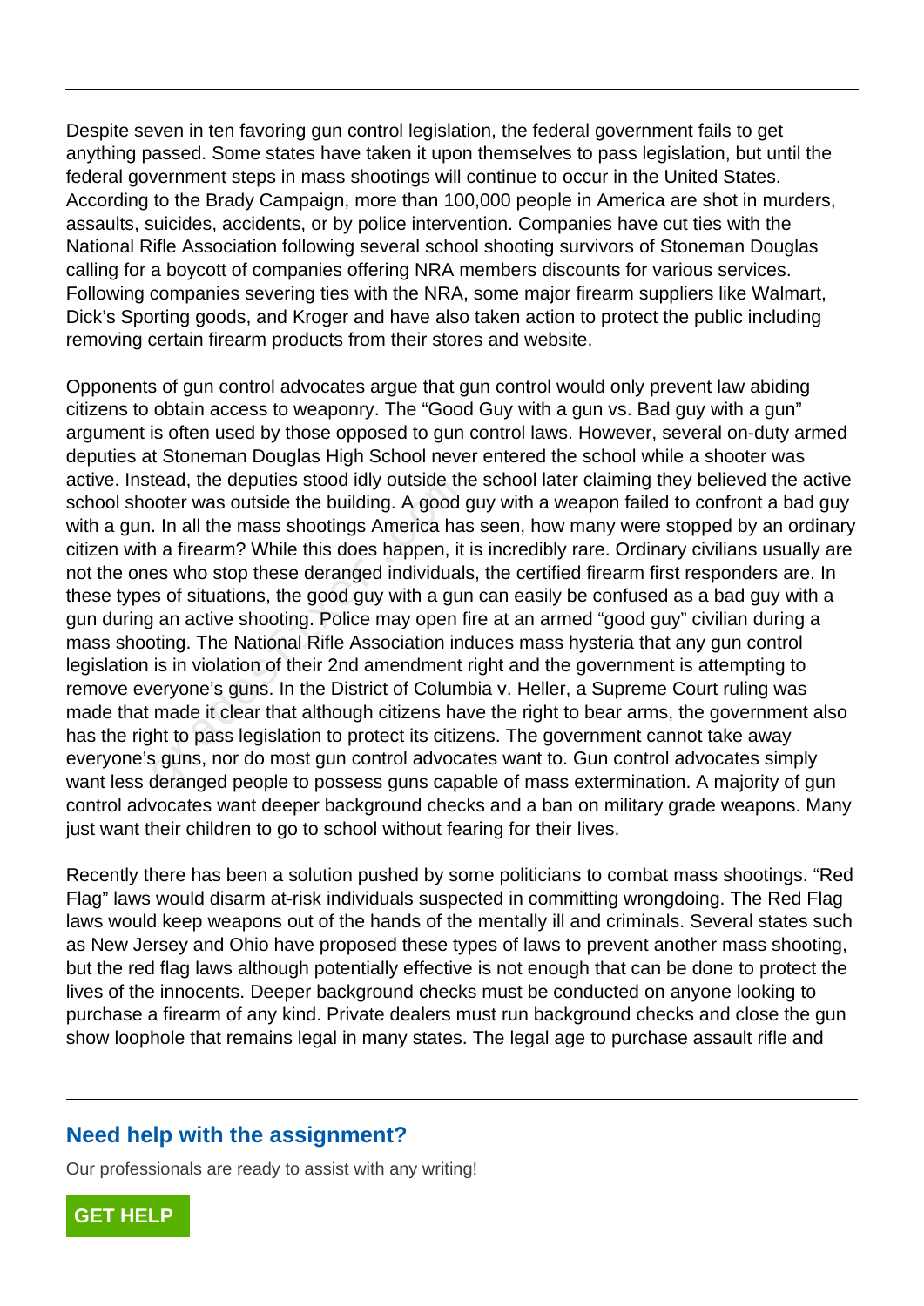Despite seven in ten favoring gun control legislation, the federal government fails to get anything passed. Some states have taken it upon themselves to pass legislation, but until the federal government steps in mass shootings will continue to occur in the United States. According to the Brady Campaign, more than 100,000 people in America are shot in murders, assaults, suicides, accidents, or by police intervention. Companies have cut ties with the National Rifle Association following several school shooting survivors of Stoneman Douglas calling for a boycott of companies offering NRA members discounts for various services. Following companies severing ties with the NRA, some major firearm suppliers like Walmart, Dick's Sporting goods, and Kroger and have also taken action to protect the public including removing certain firearm products from their stores and website.

Opponents of gun control advocates argue that gun control would only prevent law abiding citizens to obtain access to weaponry. The "Good Guy with a gun vs. Bad guy with a gun" argument is often used by those opposed to gun control laws. However, several on-duty armed deputies at Stoneman Douglas High School never entered the school while a shooter was active. Instead, the deputies stood idly outside the school later claiming they believed the active school shooter was outside the building. A good guy with a weapon failed to confront a bad guy with a gun. In all the mass shootings America has seen, how many were stopped by an ordinary citizen with a firearm? While this does happen, it is incredibly rare. Ordinary civilians usually are not the ones who stop these deranged individuals, the certified firearm first responders are. In these types of situations, the good guy with a gun can easily be confused as a bad guy with a gun during an active shooting. Police may open fire at an armed "good guy" civilian during a mass shooting. The National Rifle Association induces mass hysteria that any gun control legislation is in violation of their 2nd amendment right and the government is attempting to remove everyone's guns. In the District of Columbia v. Heller, a Supreme Court ruling was made that made it clear that although citizens have the right to bear arms, the government also has the right to pass legislation to protect its citizens. The government cannot take away everyone's guns, nor do most gun control advocates want to. Gun control advocates simply want less deranged people to possess guns capable of mass extermination. A majority of gun control advocates want deeper background checks and a ban on military grade weapons. Many just want their children to go to school without fearing for their lives.

Recently there has been a solution pushed by some politicians to combat mass shootings. "Red Flag" laws would disarm at-risk individuals suspected in committing wrongdoing. The Red Flag laws would keep weapons out of the hands of the mentally ill and criminals. Several states such as New Jersey and Ohio have proposed these types of laws to prevent another mass shooting, but the red flag laws although potentially effective is not enough that can be done to protect the lives of the innocents. Deeper background checks must be conducted on anyone looking to purchase a firearm of any kind. Private dealers must run background checks and close the gun show loophole that remains legal in many states. The legal age to purchase assault rifle and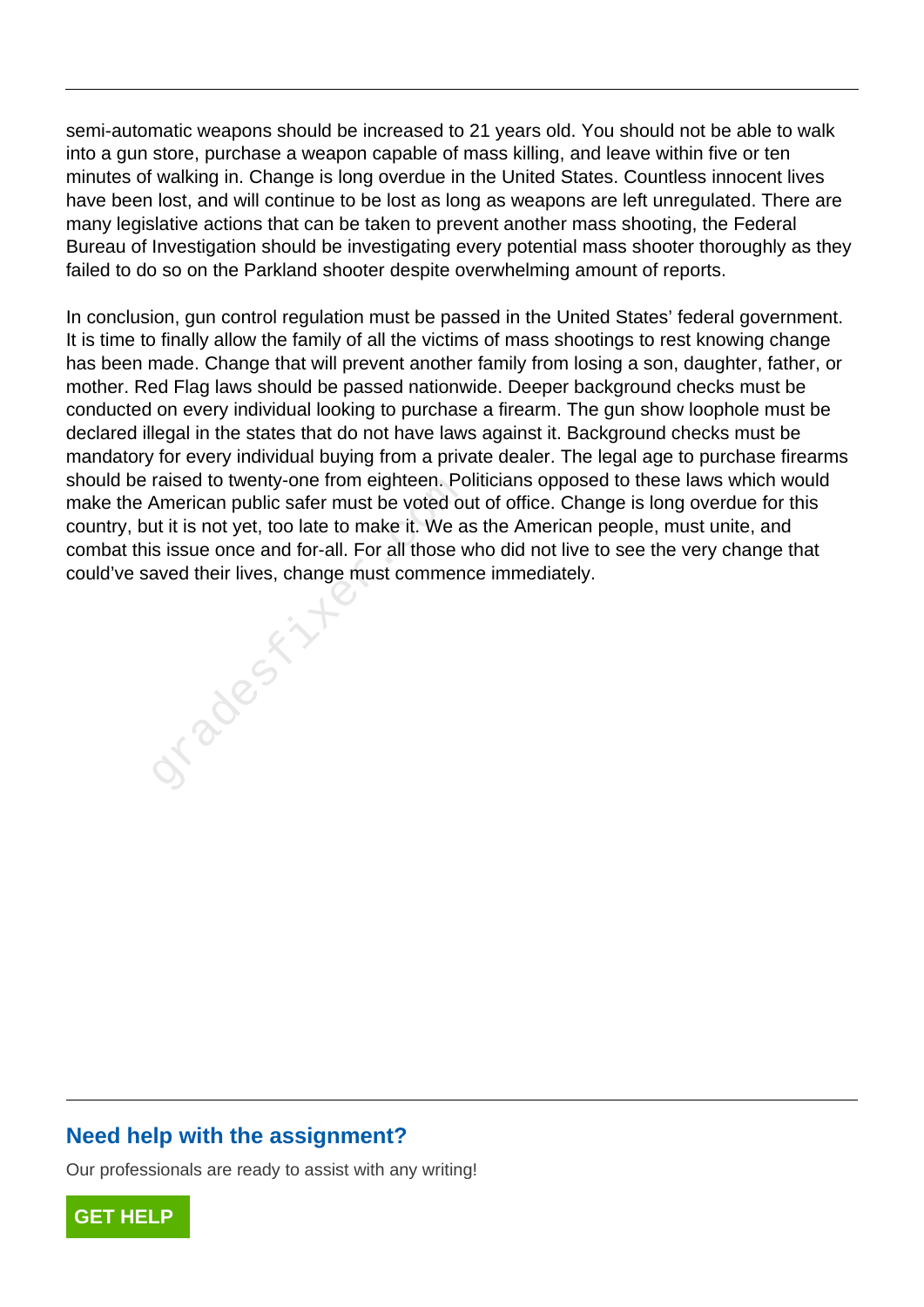semi-automatic weapons should be increased to 21 years old. You should not be able to walk into a gun store, purchase a weapon capable of mass killing, and leave within five or ten minutes of walking in. Change is long overdue in the United States. Countless innocent lives have been lost, and will continue to be lost as long as weapons are left unregulated. There are many legislative actions that can be taken to prevent another mass shooting, the Federal Bureau of Investigation should be investigating every potential mass shooter thoroughly as they failed to do so on the Parkland shooter despite overwhelming amount of reports.

In conclusion, gun control regulation must be passed in the United States' federal government. It is time to finally allow the family of all the victims of mass shootings to rest knowing change has been made. Change that will prevent another family from losing a son, daughter, father, or mother. Red Flag laws should be passed nationwide. Deeper background checks must be conducted on every individual looking to purchase a firearm. The gun show loophole must be declared illegal in the states that do not have laws against it. Background checks must be mandatory for every individual buying from a private dealer. The legal age to purchase firearms should be raised to twenty-one from eighteen. Politicians opposed to these laws which would make the American public safer must be voted out of office. Change is long overdue for this country, but it is not yet, too late to make it. We as the American people, must unite, and combat this issue once and for-all. For all those who did not live to see the very change that could've saved their lives, change must commence immediately.

## Need help with the assignment?

Our professionals are ready to assist with any writing!

GET HELP